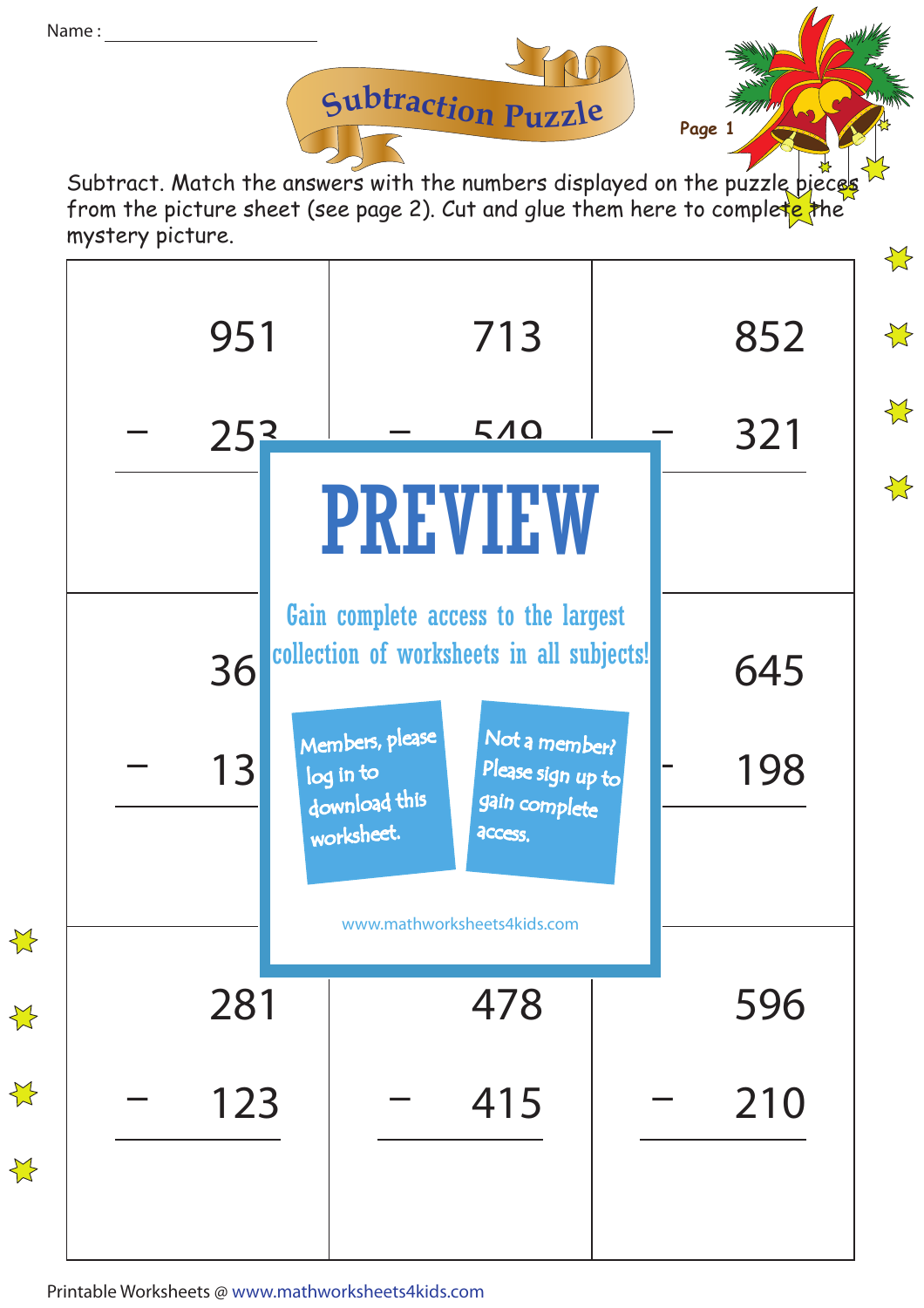Name : ____________________

# Subtraction Puzzle

Subtract. Match the answers with the numbers displayed on the puzzle pieces from the picture sheet (see page 2). Cut and glue them here to complete the mystery picture.

| | | |
|---|---|---|
| 951 − 253 | 713 − 549 | 852 − 321 |
| 36 − 13 | | 645 − 198 |
| 281 − 123 | 478 − 415 | 596 − 210 |

PREVIEW

Gain complete access to the largest collection of worksheets in all subjects!

Members, please log in to download this worksheet.

Not a member? Please sign up to gain complete access.

www.mathworksheets4kids.com

Printable Worksheets @ www.mathworksheets4kids.com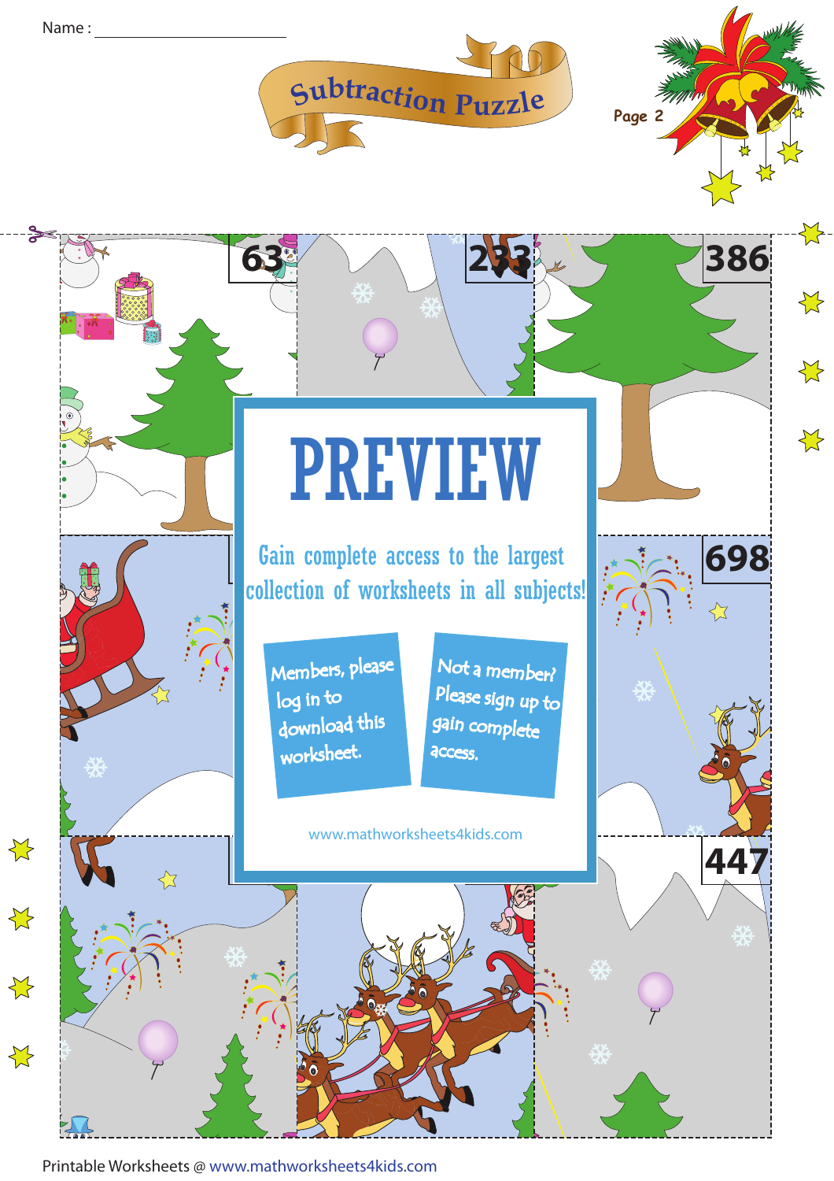Name : ____________________

# Subtraction Puzzle

Page 2

| 63 | 233 | 386 |
|---|---|---|
| | | 698 |
| | | 447 |

# PREVIEW

Gain complete access to the largest collection of worksheets in all subjects!

Members, please log in to download this worksheet.

Not a member? Please sign up to gain complete access.

www.mathworksheets4kids.com

Printable Worksheets @ www.mathworksheets4kids.com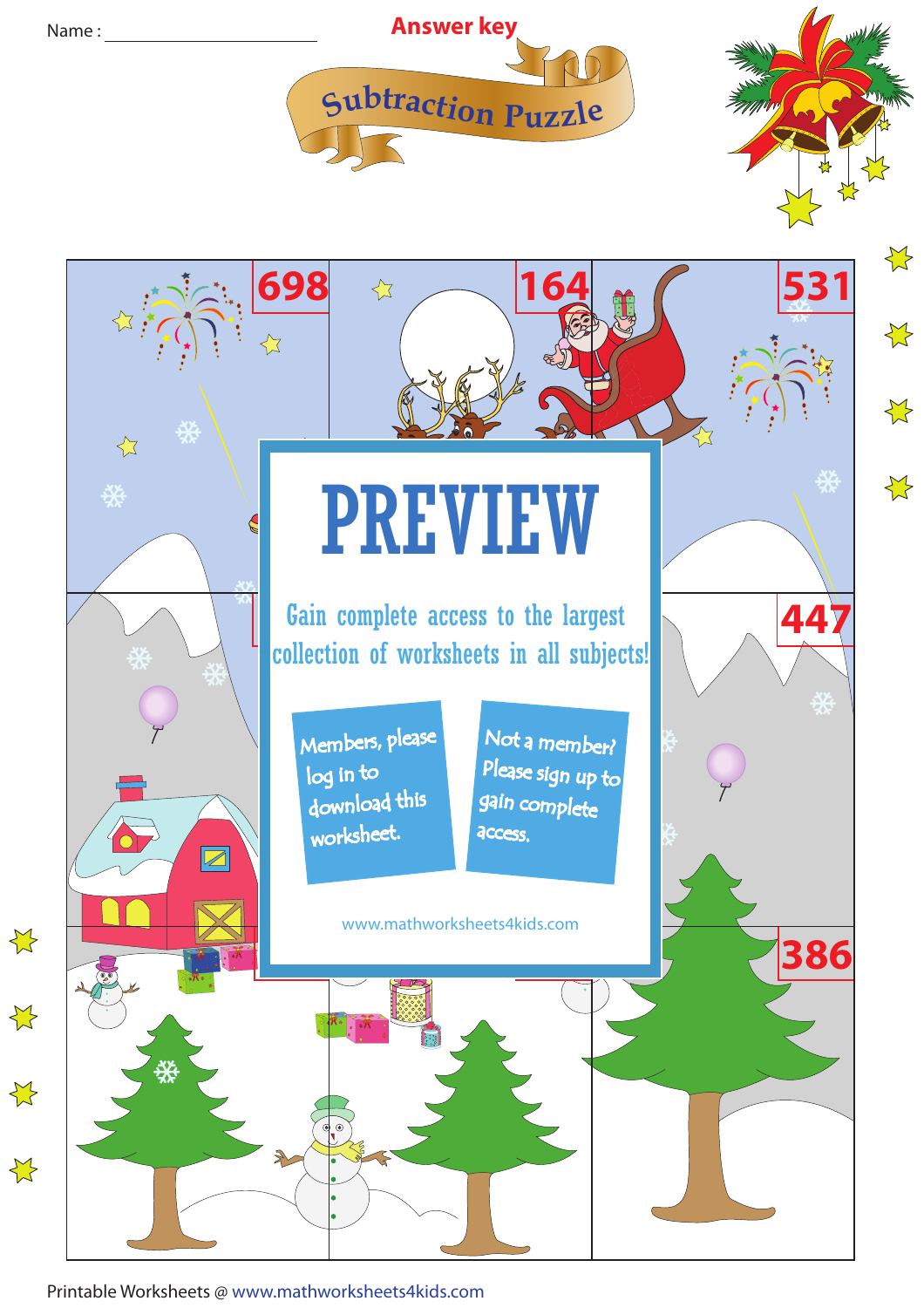Name : ________________________

**Answer key**

# Subtraction Puzzle

698

164

531

447

386

# PREVIEW

Gain complete access to the largest collection of worksheets in all subjects!

Members, please log in to download this worksheet.

Not a member? Please sign up to gain complete access.

www.mathworksheets4kids.com

Printable Worksheets @ www.mathworksheets4kids.com